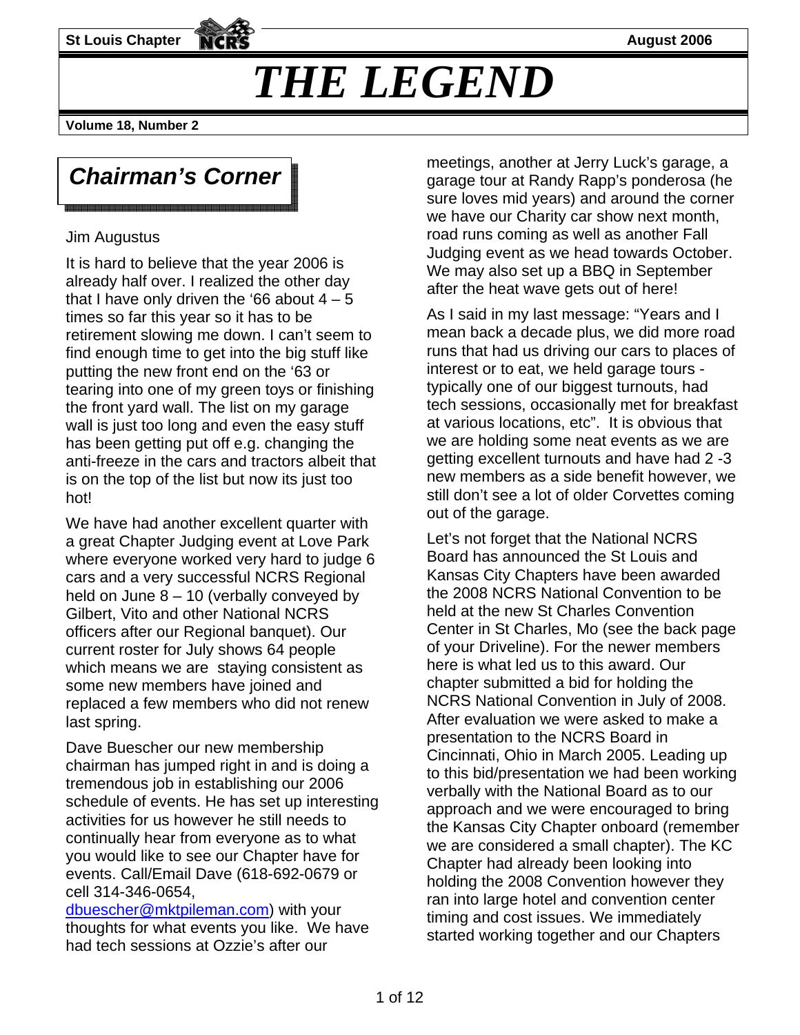St Louis Chapter NCRS August 2006

# THE LEGEND

**Volume 18, Number 2**

## *Chairman's Corner*

Jim Augustus

It is hard to believe that the year 2006 is already half over. I realized the other day that I have only driven the '66 about 4 – 5 times so far this year so it has to be retirement slowing me down. I can't seem to find enough time to get into the big stuff like putting the new front end on the '63 or tearing into one of my green toys or finishing the front yard wall. The list on my garage wall is just too long and even the easy stuff has been getting put off e.g. changing the anti-freeze in the cars and tractors albeit that is on the top of the list but now its just too hot!

We have had another excellent quarter with a great Chapter Judging event at Love Park where everyone worked very hard to judge 6 cars and a very successful NCRS Regional held on June 8 – 10 (verbally conveyed by Gilbert, Vito and other National NCRS officers after our Regional banquet). Our current roster for July shows 64 people which means we are staying consistent as some new members have joined and replaced a few members who did not renew last spring.

Dave Buescher our new membership chairman has jumped right in and is doing a tremendous job in establishing our 2006 schedule of events. He has set up interesting activities for us however he still needs to continually hear from everyone as to what you would like to see our Chapter have for events. Call/Email Dave (618-692-0679 or cell 314-346-0654, dbuescher@mktpileman.com) with your thoughts for what events you like. We have had tech sessions at Ozzie's after our meetings, another at Jerry Luck's garage, a garage tour at Randy Rapp's ponderosa (he sure loves mid years) and around the corner we have our Charity car show next month, road runs coming as well as another Fall Judging event as we head towards October. We may also set up a BBQ in September after the heat wave gets out of here!

As I said in my last message: "Years and I mean back a decade plus, we did more road runs that had us driving our cars to places of interest or to eat, we held garage tours - typically one of our biggest turnouts, had tech sessions, occasionally met for breakfast at various locations, etc". It is obvious that we are holding some neat events as we are getting excellent turnouts and have had 2 -3 new members as a side benefit however, we still don't see a lot of older Corvettes coming out of the garage.

Let's not forget that the National NCRS Board has announced the St Louis and Kansas City Chapters have been awarded the 2008 NCRS National Convention to be held at the new St Charles Convention Center in St Charles, Mo (see the back page of your Driveline). For the newer members here is what led us to this award. Our chapter submitted a bid for holding the NCRS National Convention in July of 2008. After evaluation we were asked to make a presentation to the NCRS Board in Cincinnati, Ohio in March 2005. Leading up to this bid/presentation we had been working verbally with the National Board as to our approach and we were encouraged to bring the Kansas City Chapter onboard (remember we are considered a small chapter). The KC Chapter had already been looking into holding the 2008 Convention however they ran into large hotel and convention center timing and cost issues. We immediately started working together and our Chapters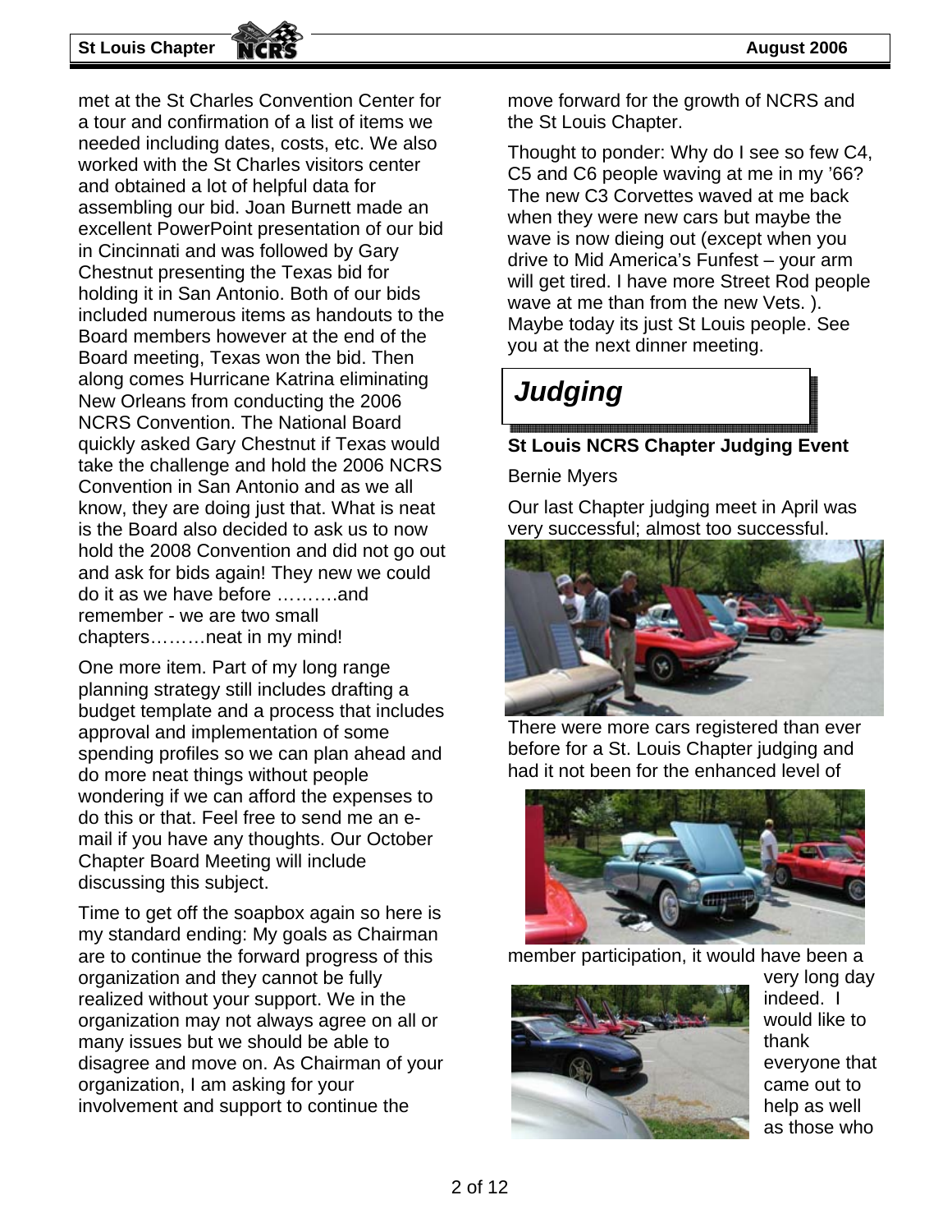met at the St Charles Convention Center for a tour and confirmation of a list of items we needed including dates, costs, etc. We also worked with the St Charles visitors center and obtained a lot of helpful data for assembling our bid. Joan Burnett made an excellent PowerPoint presentation of our bid in Cincinnati and was followed by Gary Chestnut presenting the Texas bid for holding it in San Antonio. Both of our bids included numerous items as handouts to the Board members however at the end of the Board meeting, Texas won the bid. Then along comes Hurricane Katrina eliminating New Orleans from conducting the 2006 NCRS Convention. The National Board quickly asked Gary Chestnut if Texas would take the challenge and hold the 2006 NCRS Convention in San Antonio and as we all know, they are doing just that. What is neat is the Board also decided to ask us to now hold the 2008 Convention and did not go out and ask for bids again! They new we could do it as we have before ……….and remember - we are two small chapters………neat in my mind!

One more item. Part of my long range planning strategy still includes drafting a budget template and a process that includes approval and implementation of some spending profiles so we can plan ahead and do more neat things without people wondering if we can afford the expenses to do this or that. Feel free to send me an e-mail if you have any thoughts. Our October Chapter Board Meeting will include discussing this subject.

Time to get off the soapbox again so here is my standard ending: My goals as Chairman are to continue the forward progress of this organization and they cannot be fully realized without your support. We in the organization may not always agree on all or many issues but we should be able to disagree and move on. As Chairman of your organization, I am asking for your involvement and support to continue the move forward for the growth of NCRS and the St Louis Chapter.

Thought to ponder: Why do I see so few C4, C5 and C6 people waving at me in my '66? The new C3 Corvettes waved at me back when they were new cars but maybe the wave is now dieing out (except when you drive to Mid America's Funfest – your arm will get tired. I have more Street Rod people wave at me than from the new Vets. ). Maybe today its just St Louis people. See you at the next dinner meeting.

## *Judging*

**St Louis NCRS Chapter Judging Event**

Bernie Myers

Our last Chapter judging meet in April was very successful; almost too successful. There were more cars registered than ever before for a St. Louis Chapter judging and had it not been for the enhanced level of member participation, it would have been a very long day indeed. I would like to thank everyone that came out to help as well as those who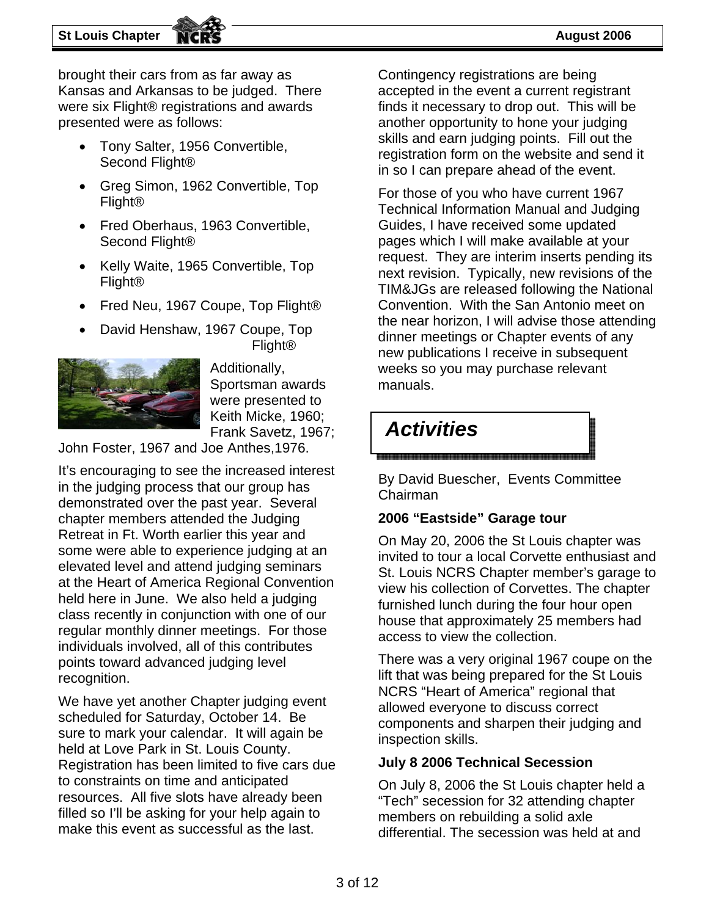brought their cars from as far away as Kansas and Arkansas to be judged. There were six Flight® registrations and awards presented were as follows:

- Tony Salter, 1956 Convertible, Second Flight®
- Greg Simon, 1962 Convertible, Top Flight®
- Fred Oberhaus, 1963 Convertible, Second Flight®
- Kelly Waite, 1965 Convertible, Top Flight®
- Fred Neu, 1967 Coupe, Top Flight®
- David Henshaw, 1967 Coupe, Top Flight®

Additionally, Sportsman awards were presented to Keith Micke, 1960; Frank Savetz, 1967; John Foster, 1967 and Joe Anthes,1976.

It's encouraging to see the increased interest in the judging process that our group has demonstrated over the past year. Several chapter members attended the Judging Retreat in Ft. Worth earlier this year and some were able to experience judging at an elevated level and attend judging seminars at the Heart of America Regional Convention held here in June. We also held a judging class recently in conjunction with one of our regular monthly dinner meetings. For those individuals involved, all of this contributes points toward advanced judging level recognition.

We have yet another Chapter judging event scheduled for Saturday, October 14. Be sure to mark your calendar. It will again be held at Love Park in St. Louis County. Registration has been limited to five cars due to constraints on time and anticipated resources. All five slots have already been filled so I'll be asking for your help again to make this event as successful as the last.

Contingency registrations are being accepted in the event a current registrant finds it necessary to drop out. This will be another opportunity to hone your judging skills and earn judging points. Fill out the registration form on the website and send it in so I can prepare ahead of the event.

For those of you who have current 1967 Technical Information Manual and Judging Guides, I have received some updated pages which I will make available at your request. They are interim inserts pending its next revision. Typically, new revisions of the TIM&JGs are released following the National Convention. With the San Antonio meet on the near horizon, I will advise those attending dinner meetings or Chapter events of any new publications I receive in subsequent weeks so you may purchase relevant manuals.

## *Activities*

By David Buescher, Events Committee Chairman

### 2006 "Eastside" Garage tour

On May 20, 2006 the St Louis chapter was invited to tour a local Corvette enthusiast and St. Louis NCRS Chapter member's garage to view his collection of Corvettes. The chapter furnished lunch during the four hour open house that approximately 25 members had access to view the collection.

There was a very original 1967 coupe on the lift that was being prepared for the St Louis NCRS "Heart of America" regional that allowed everyone to discuss correct components and sharpen their judging and inspection skills.

### July 8 2006 Technical Secession

On July 8, 2006 the St Louis chapter held a "Tech" secession for 32 attending chapter members on rebuilding a solid axle differential. The secession was held at and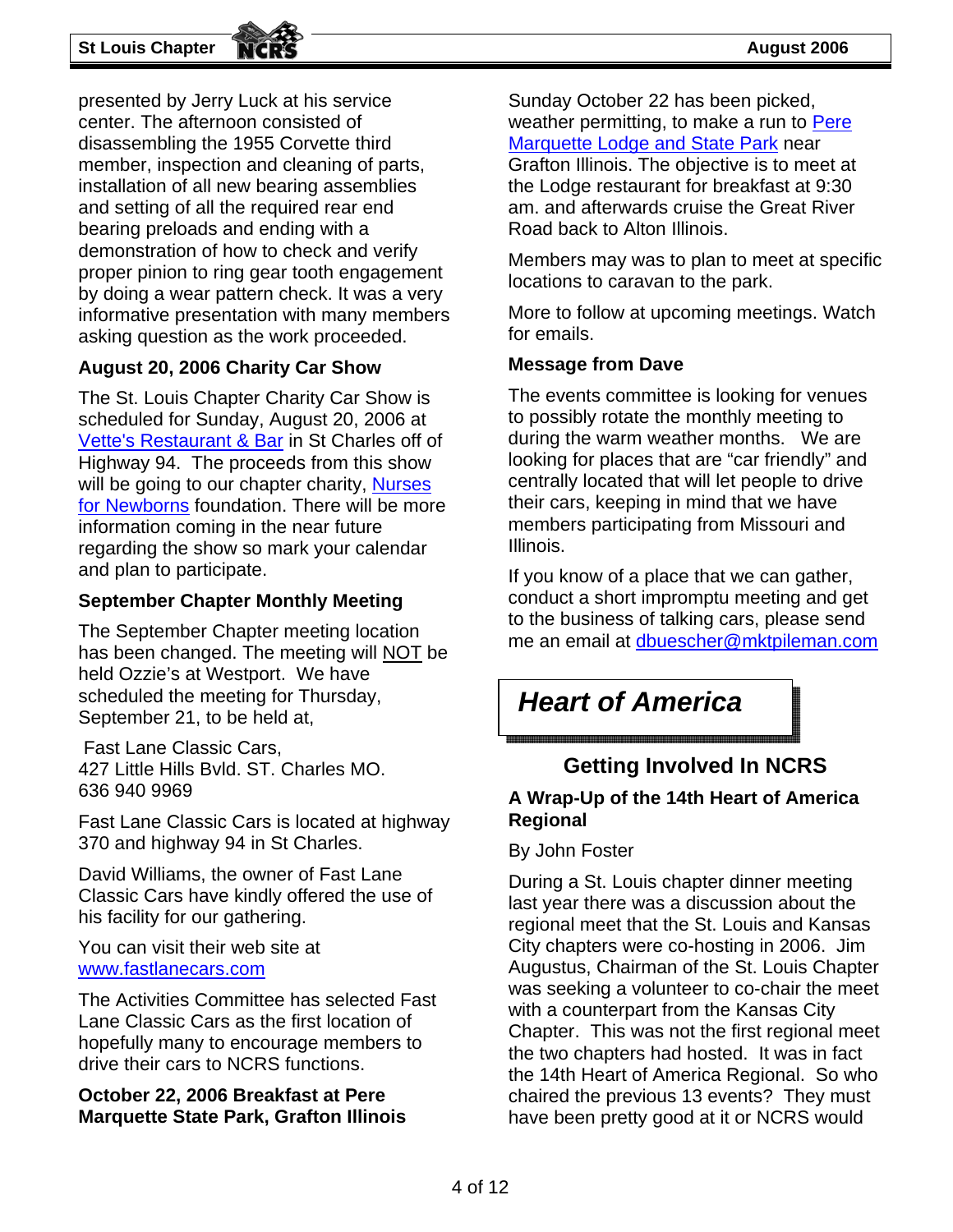presented by Jerry Luck at his service center. The afternoon consisted of disassembling the 1955 Corvette third member, inspection and cleaning of parts, installation of all new bearing assemblies and setting of all the required rear end bearing preloads and ending with a demonstration of how to check and verify proper pinion to ring gear tooth engagement by doing a wear pattern check. It was a very informative presentation with many members asking question as the work proceeded.

### August 20, 2006 Charity Car Show

The St. Louis Chapter Charity Car Show is scheduled for Sunday, August 20, 2006 at Vette's Restaurant & Bar in St Charles off of Highway 94. The proceeds from this show will be going to our chapter charity, Nurses for Newborns foundation. There will be more information coming in the near future regarding the show so mark your calendar and plan to participate.

### September Chapter Monthly Meeting

The September Chapter meeting location has been changed. The meeting will NOT be held Ozzie's at Westport. We have scheduled the meeting for Thursday, September 21, to be held at,

Fast Lane Classic Cars,
427 Little Hills Bvld. ST. Charles MO.
636 940 9969

Fast Lane Classic Cars is located at highway 370 and highway 94 in St Charles.

David Williams, the owner of Fast Lane Classic Cars have kindly offered the use of his facility for our gathering.

You can visit their web site at www.fastlanecars.com

The Activities Committee has selected Fast Lane Classic Cars as the first location of hopefully many to encourage members to drive their cars to NCRS functions.

### October 22, 2006 Breakfast at Pere Marquette State Park, Grafton Illinois

Sunday October 22 has been picked, weather permitting, to make a run to Pere Marquette Lodge and State Park near Grafton Illinois. The objective is to meet at the Lodge restaurant for breakfast at 9:30 am. and afterwards cruise the Great River Road back to Alton Illinois.

Members may was to plan to meet at specific locations to caravan to the park.

More to follow at upcoming meetings. Watch for emails.

### Message from Dave

The events committee is looking for venues to possibly rotate the monthly meeting to during the warm weather months. We are looking for places that are "car friendly" and centrally located that will let people to drive their cars, keeping in mind that we have members participating from Missouri and Illinois.

If you know of a place that we can gather, conduct a short impromptu meeting and get to the business of talking cars, please send me an email at dbuescher@mktpileman.com

# *Heart of America*

## Getting Involved In NCRS

### A Wrap-Up of the 14th Heart of America Regional

By John Foster

During a St. Louis chapter dinner meeting last year there was a discussion about the regional meet that the St. Louis and Kansas City chapters were co-hosting in 2006. Jim Augustus, Chairman of the St. Louis Chapter was seeking a volunteer to co-chair the meet with a counterpart from the Kansas City Chapter. This was not the first regional meet the two chapters had hosted. It was in fact the 14th Heart of America Regional. So who chaired the previous 13 events? They must have been pretty good at it or NCRS would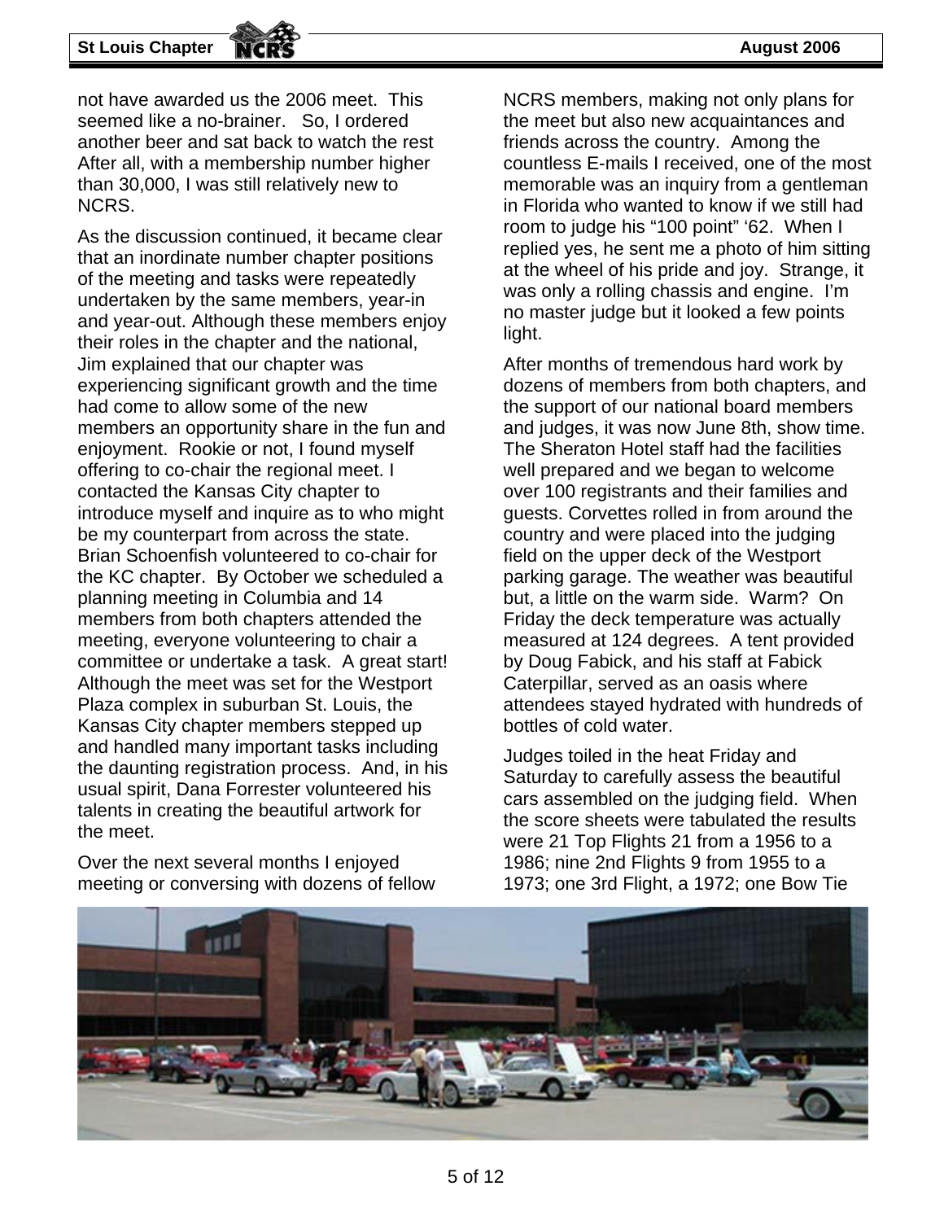not have awarded us the 2006 meet. This seemed like a no-brainer. So, I ordered another beer and sat back to watch the rest After all, with a membership number higher than 30,000, I was still relatively new to NCRS.

As the discussion continued, it became clear that an inordinate number chapter positions of the meeting and tasks were repeatedly undertaken by the same members, year-in and year-out. Although these members enjoy their roles in the chapter and the national, Jim explained that our chapter was experiencing significant growth and the time had come to allow some of the new members an opportunity share in the fun and enjoyment. Rookie or not, I found myself offering to co-chair the regional meet. I contacted the Kansas City chapter to introduce myself and inquire as to who might be my counterpart from across the state. Brian Schoenfish volunteered to co-chair for the KC chapter. By October we scheduled a planning meeting in Columbia and 14 members from both chapters attended the meeting, everyone volunteering to chair a committee or undertake a task. A great start! Although the meet was set for the Westport Plaza complex in suburban St. Louis, the Kansas City chapter members stepped up and handled many important tasks including the daunting registration process. And, in his usual spirit, Dana Forrester volunteered his talents in creating the beautiful artwork for the meet.

Over the next several months I enjoyed meeting or conversing with dozens of fellow NCRS members, making not only plans for the meet but also new acquaintances and friends across the country. Among the countless E-mails I received, one of the most memorable was an inquiry from a gentleman in Florida who wanted to know if we still had room to judge his "100 point" '62. When I replied yes, he sent me a photo of him sitting at the wheel of his pride and joy. Strange, it was only a rolling chassis and engine. I'm no master judge but it looked a few points light.

After months of tremendous hard work by dozens of members from both chapters, and the support of our national board members and judges, it was now June 8th, show time. The Sheraton Hotel staff had the facilities well prepared and we began to welcome over 100 registrants and their families and guests. Corvettes rolled in from around the country and were placed into the judging field on the upper deck of the Westport parking garage. The weather was beautiful but, a little on the warm side. Warm? On Friday the deck temperature was actually measured at 124 degrees. A tent provided by Doug Fabick, and his staff at Fabick Caterpillar, served as an oasis where attendees stayed hydrated with hundreds of bottles of cold water.

Judges toiled in the heat Friday and Saturday to carefully assess the beautiful cars assembled on the judging field. When the score sheets were tabulated the results were 21 Top Flights 21 from a 1956 to a 1986; nine 2nd Flights 9 from 1955 to a 1973; one 3rd Flight, a 1972; one Bow Tie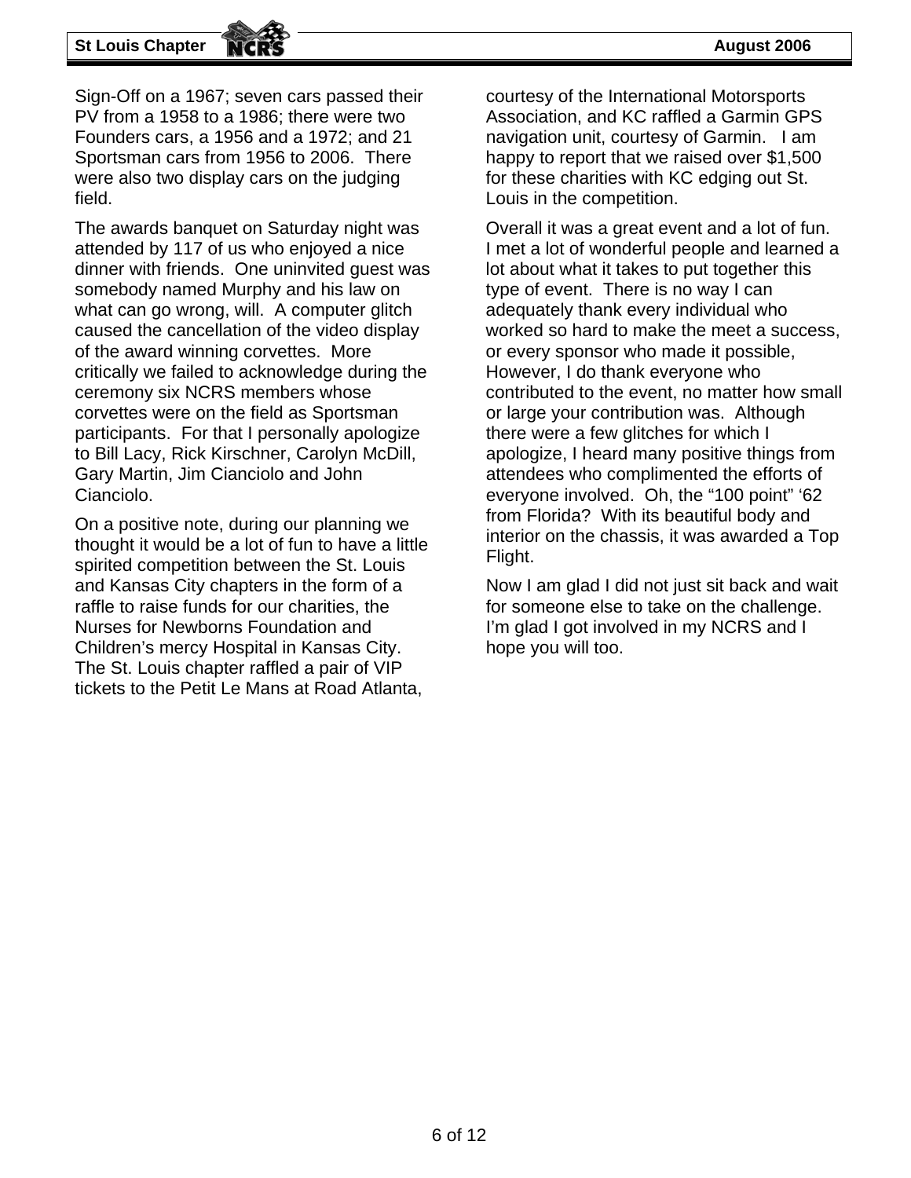Sign-Off on a 1967; seven cars passed their PV from a 1958 to a 1986; there were two Founders cars, a 1956 and a 1972; and 21 Sportsman cars from 1956 to 2006. There were also two display cars on the judging field.

The awards banquet on Saturday night was attended by 117 of us who enjoyed a nice dinner with friends. One uninvited guest was somebody named Murphy and his law on what can go wrong, will. A computer glitch caused the cancellation of the video display of the award winning corvettes. More critically we failed to acknowledge during the ceremony six NCRS members whose corvettes were on the field as Sportsman participants. For that I personally apologize to Bill Lacy, Rick Kirschner, Carolyn McDill, Gary Martin, Jim Cianciolo and John Cianciolo.

On a positive note, during our planning we thought it would be a lot of fun to have a little spirited competition between the St. Louis and Kansas City chapters in the form of a raffle to raise funds for our charities, the Nurses for Newborns Foundation and Children's mercy Hospital in Kansas City. The St. Louis chapter raffled a pair of VIP tickets to the Petit Le Mans at Road Atlanta, courtesy of the International Motorsports Association, and KC raffled a Garmin GPS navigation unit, courtesy of Garmin. I am happy to report that we raised over $1,500 for these charities with KC edging out St. Louis in the competition.

Overall it was a great event and a lot of fun. I met a lot of wonderful people and learned a lot about what it takes to put together this type of event. There is no way I can adequately thank every individual who worked so hard to make the meet a success, or every sponsor who made it possible, However, I do thank everyone who contributed to the event, no matter how small or large your contribution was. Although there were a few glitches for which I apologize, I heard many positive things from attendees who complimented the efforts of everyone involved. Oh, the "100 point" '62 from Florida? With its beautiful body and interior on the chassis, it was awarded a Top Flight.

Now I am glad I did not just sit back and wait for someone else to take on the challenge. I'm glad I got involved in my NCRS and I hope you will too.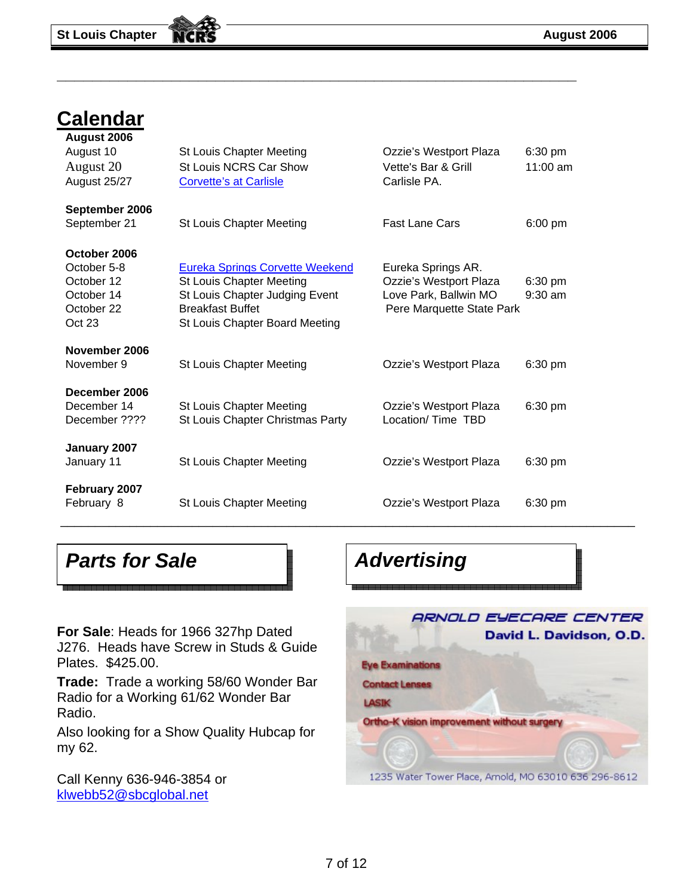## Calendar

| | | | |
|---|---|---|---|
| **August 2006** | | | |
| August 10 | St Louis Chapter Meeting | Ozzie's Westport Plaza | 6:30 pm |
| August 20 | St Louis NCRS Car Show | Vette's Bar & Grill | 11:00 am |
| August 25/27 | Corvette's at Carlisle | Carlisle PA. | |
| **September 2006** | | | |
| September 21 | St Louis Chapter Meeting | Fast Lane Cars | 6:00 pm |
| **October 2006** | | | |
| October 5-8 | Eureka Springs Corvette Weekend | Eureka Springs AR. | |
| October 12 | St Louis Chapter Meeting | Ozzie's Westport Plaza | 6:30 pm |
| October 14 | St Louis Chapter Judging Event | Love Park, Ballwin MO | 9:30 am |
| October 22 | Breakfast Buffet | Pere Marquette State Park | |
| Oct 23 | St Louis Chapter Board Meeting | | |
| **November 2006** | | | |
| November 9 | St Louis Chapter Meeting | Ozzie's Westport Plaza | 6:30 pm |
| **December 2006** | | | |
| December 14 | St Louis Chapter Meeting | Ozzie's Westport Plaza | 6:30 pm |
| December ???? | St Louis Chapter Christmas Party | Location/ Time TBD | |
| **January 2007** | | | |
| January 11 | St Louis Chapter Meeting | Ozzie's Westport Plaza | 6:30 pm |
| **February 2007** | | | |
| February 8 | St Louis Chapter Meeting | Ozzie's Westport Plaza | 6:30 pm |

## *Parts for Sale*

**For Sale**: Heads for 1966 327hp Dated J276. Heads have Screw in Studs & Guide Plates. $425.00.

**Trade:** Trade a working 58/60 Wonder Bar Radio for a Working 61/62 Wonder Bar Radio.

Also looking for a Show Quality Hubcap for my 62.

Call Kenny 636-946-3854 or klwebb52@sbcglobal.net

## *Advertising*

ARNOLD EYECARE CENTER
David L. Davidson, O.D.

Eye Examinations
Contact Lenses
LASIK
Ortho-K vision improvement without surgery

1235 Water Tower Place, Arnold, MO 63010 636 296-8612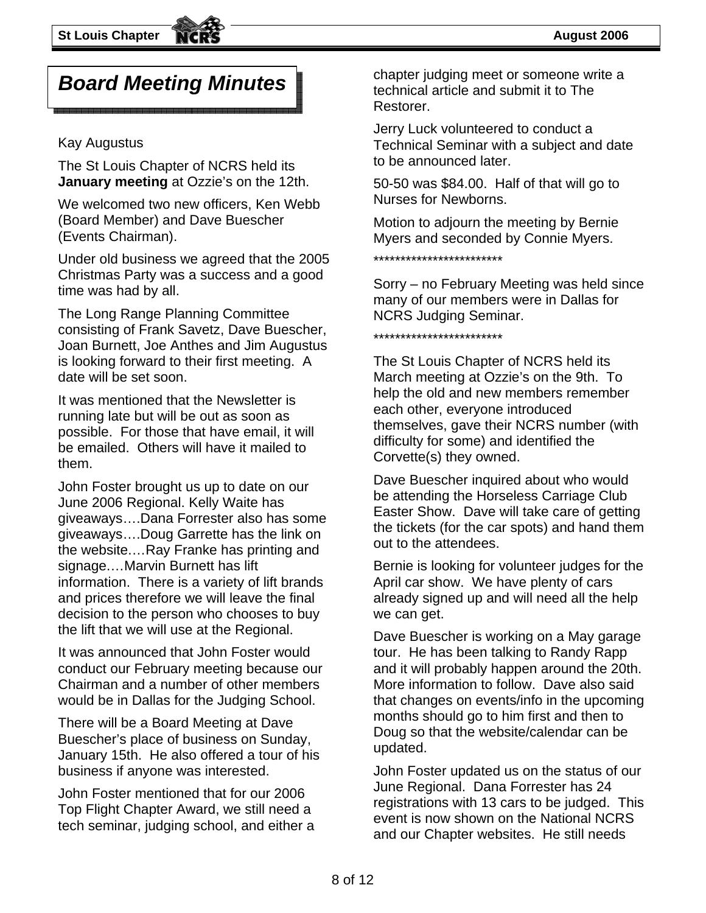# Board Meeting Minutes

Kay Augustus

The St Louis Chapter of NCRS held its **January meeting** at Ozzie's on the 12th.

We welcomed two new officers, Ken Webb (Board Member) and Dave Buescher (Events Chairman).

Under old business we agreed that the 2005 Christmas Party was a success and a good time was had by all.

The Long Range Planning Committee consisting of Frank Savetz, Dave Buescher, Joan Burnett, Joe Anthes and Jim Augustus is looking forward to their first meeting. A date will be set soon.

It was mentioned that the Newsletter is running late but will be out as soon as possible. For those that have email, it will be emailed. Others will have it mailed to them.

John Foster brought us up to date on our June 2006 Regional. Kelly Waite has giveaways….Dana Forrester also has some giveaways….Doug Garrette has the link on the website.…Ray Franke has printing and signage.…Marvin Burnett has lift information. There is a variety of lift brands and prices therefore we will leave the final decision to the person who chooses to buy the lift that we will use at the Regional.

It was announced that John Foster would conduct our February meeting because our Chairman and a number of other members would be in Dallas for the Judging School.

There will be a Board Meeting at Dave Buescher's place of business on Sunday, January 15th. He also offered a tour of his business if anyone was interested.

John Foster mentioned that for our 2006 Top Flight Chapter Award, we still need a tech seminar, judging school, and either a chapter judging meet or someone write a technical article and submit it to The Restorer.

Jerry Luck volunteered to conduct a Technical Seminar with a subject and date to be announced later.

50-50 was $84.00. Half of that will go to Nurses for Newborns.

Motion to adjourn the meeting by Bernie Myers and seconded by Connie Myers.

************************

Sorry – no February Meeting was held since many of our members were in Dallas for NCRS Judging Seminar.

************************

The St Louis Chapter of NCRS held its March meeting at Ozzie's on the 9th. To help the old and new members remember each other, everyone introduced themselves, gave their NCRS number (with difficulty for some) and identified the Corvette(s) they owned.

Dave Buescher inquired about who would be attending the Horseless Carriage Club Easter Show. Dave will take care of getting the tickets (for the car spots) and hand them out to the attendees.

Bernie is looking for volunteer judges for the April car show. We have plenty of cars already signed up and will need all the help we can get.

Dave Buescher is working on a May garage tour. He has been talking to Randy Rapp and it will probably happen around the 20th. More information to follow. Dave also said that changes on events/info in the upcoming months should go to him first and then to Doug so that the website/calendar can be updated.

John Foster updated us on the status of our June Regional. Dana Forrester has 24 registrations with 13 cars to be judged. This event is now shown on the National NCRS and our Chapter websites. He still needs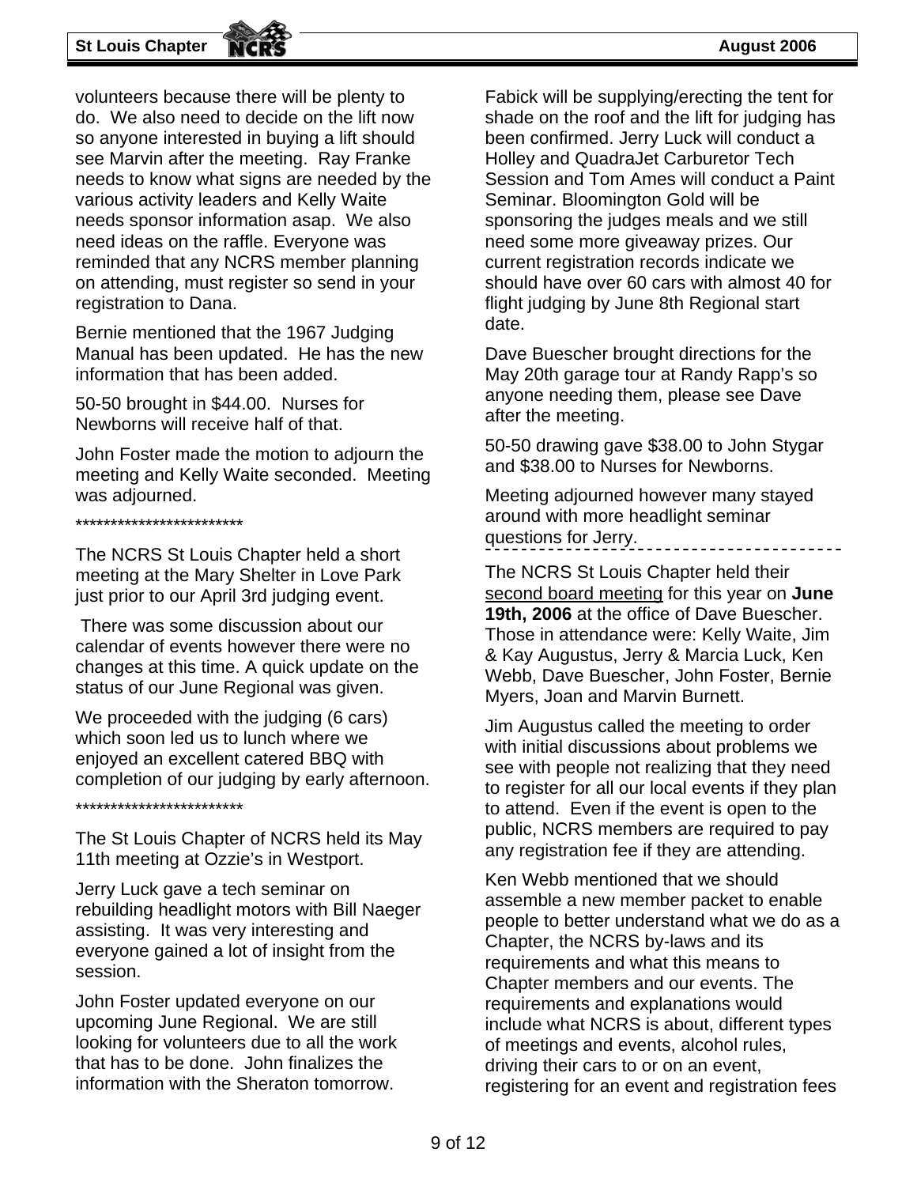volunteers because there will be plenty to do. We also need to decide on the lift now so anyone interested in buying a lift should see Marvin after the meeting. Ray Franke needs to know what signs are needed by the various activity leaders and Kelly Waite needs sponsor information asap. We also need ideas on the raffle. Everyone was reminded that any NCRS member planning on attending, must register so send in your registration to Dana.

Bernie mentioned that the 1967 Judging Manual has been updated. He has the new information that has been added.

50-50 brought in $44.00. Nurses for Newborns will receive half of that.

John Foster made the motion to adjourn the meeting and Kelly Waite seconded. Meeting was adjourned.

************************

The NCRS St Louis Chapter held a short meeting at the Mary Shelter in Love Park just prior to our April 3rd judging event.

There was some discussion about our calendar of events however there were no changes at this time. A quick update on the status of our June Regional was given.

We proceeded with the judging (6 cars) which soon led us to lunch where we enjoyed an excellent catered BBQ with completion of our judging by early afternoon.

************************

The St Louis Chapter of NCRS held its May 11th meeting at Ozzie's in Westport.

Jerry Luck gave a tech seminar on rebuilding headlight motors with Bill Naeger assisting. It was very interesting and everyone gained a lot of insight from the session.

John Foster updated everyone on our upcoming June Regional. We are still looking for volunteers due to all the work that has to be done. John finalizes the information with the Sheraton tomorrow. Fabick will be supplying/erecting the tent for shade on the roof and the lift for judging has been confirmed. Jerry Luck will conduct a Holley and QuadraJet Carburetor Tech Session and Tom Ames will conduct a Paint Seminar. Bloomington Gold will be sponsoring the judges meals and we still need some more giveaway prizes. Our current registration records indicate we should have over 60 cars with almost 40 for flight judging by June 8th Regional start date.

Dave Buescher brought directions for the May 20th garage tour at Randy Rapp's so anyone needing them, please see Dave after the meeting.

50-50 drawing gave $38.00 to John Stygar and $38.00 to Nurses for Newborns.

Meeting adjourned however many stayed around with more headlight seminar questions for Jerry.

---

The NCRS St Louis Chapter held their <u>second board meeting</u> for this year on **June 19th, 2006** at the office of Dave Buescher. Those in attendance were: Kelly Waite, Jim & Kay Augustus, Jerry & Marcia Luck, Ken Webb, Dave Buescher, John Foster, Bernie Myers, Joan and Marvin Burnett.

Jim Augustus called the meeting to order with initial discussions about problems we see with people not realizing that they need to register for all our local events if they plan to attend. Even if the event is open to the public, NCRS members are required to pay any registration fee if they are attending.

Ken Webb mentioned that we should assemble a new member packet to enable people to better understand what we do as a Chapter, the NCRS by-laws and its requirements and what this means to Chapter members and our events. The requirements and explanations would include what NCRS is about, different types of meetings and events, alcohol rules, driving their cars to or on an event, registering for an event and registration fees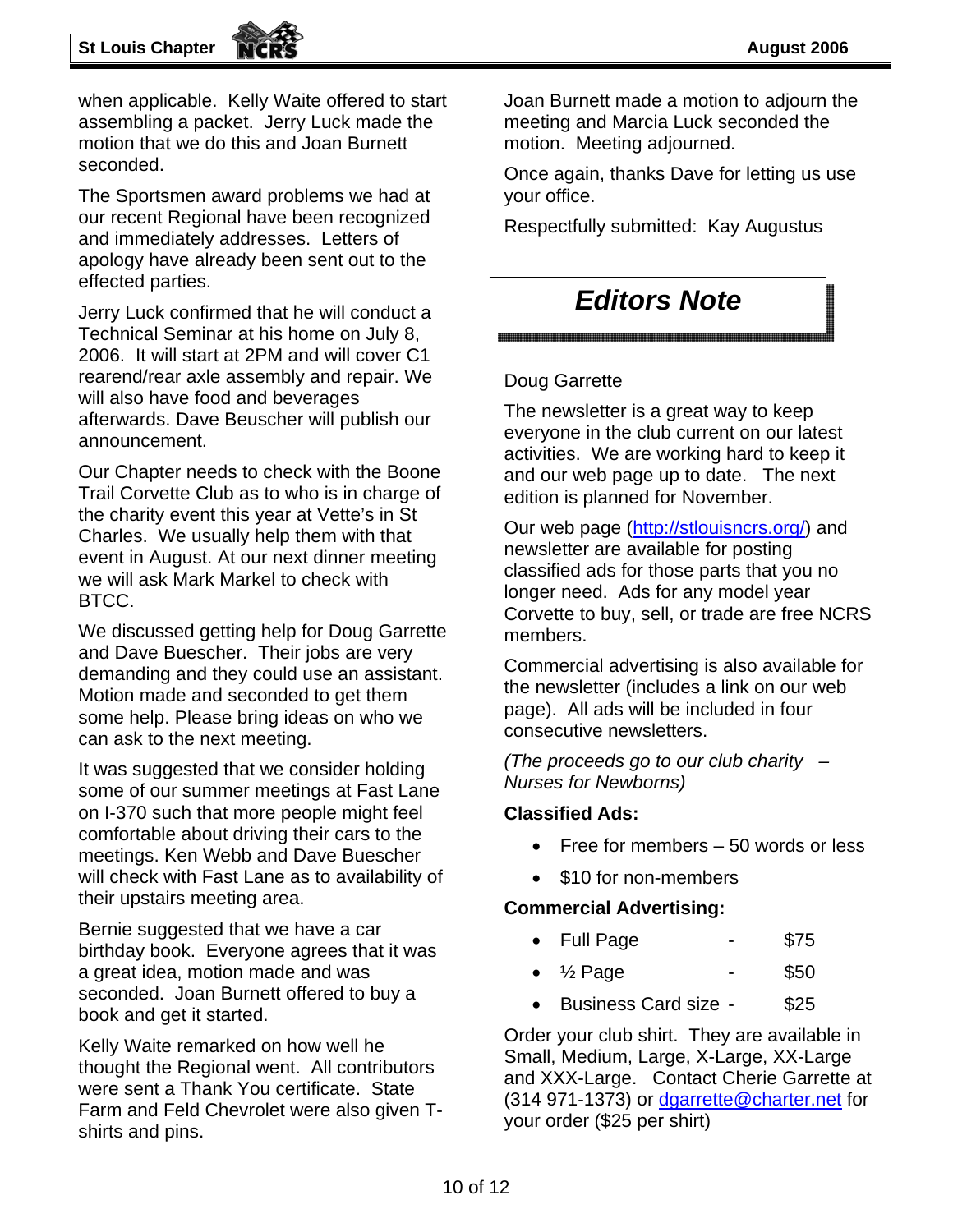when applicable. Kelly Waite offered to start assembling a packet. Jerry Luck made the motion that we do this and Joan Burnett seconded.

The Sportsmen award problems we had at our recent Regional have been recognized and immediately addresses. Letters of apology have already been sent out to the effected parties.

Jerry Luck confirmed that he will conduct a Technical Seminar at his home on July 8, 2006. It will start at 2PM and will cover C1 rearend/rear axle assembly and repair. We will also have food and beverages afterwards. Dave Beuscher will publish our announcement.

Our Chapter needs to check with the Boone Trail Corvette Club as to who is in charge of the charity event this year at Vette's in St Charles. We usually help them with that event in August. At our next dinner meeting we will ask Mark Markel to check with BTCC.

We discussed getting help for Doug Garrette and Dave Buescher. Their jobs are very demanding and they could use an assistant. Motion made and seconded to get them some help. Please bring ideas on who we can ask to the next meeting.

It was suggested that we consider holding some of our summer meetings at Fast Lane on I-370 such that more people might feel comfortable about driving their cars to the meetings. Ken Webb and Dave Buescher will check with Fast Lane as to availability of their upstairs meeting area.

Bernie suggested that we have a car birthday book. Everyone agrees that it was a great idea, motion made and was seconded. Joan Burnett offered to buy a book and get it started.

Kelly Waite remarked on how well he thought the Regional went. All contributors were sent a Thank You certificate. State Farm and Feld Chevrolet were also given T-shirts and pins.

Joan Burnett made a motion to adjourn the meeting and Marcia Luck seconded the motion. Meeting adjourned.

Once again, thanks Dave for letting us use your office.

Respectfully submitted: Kay Augustus

# *Editors Note*

Doug Garrette

The newsletter is a great way to keep everyone in the club current on our latest activities. We are working hard to keep it and our web page up to date. The next edition is planned for November.

Our web page (http://stlouisncrs.org/) and newsletter are available for posting classified ads for those parts that you no longer need. Ads for any model year Corvette to buy, sell, or trade are free NCRS members.

Commercial advertising is also available for the newsletter (includes a link on our web page). All ads will be included in four consecutive newsletters.

*(The proceeds go to our club charity – Nurses for Newborns)*

**Classified Ads:**

- Free for members – 50 words or less
- $10 for non-members

**Commercial Advertising:**

- Full Page - $75
- ½ Page - $50
- Business Card size - $25

Order your club shirt. They are available in Small, Medium, Large, X-Large, XX-Large and XXX-Large. Contact Cherie Garrette at (314 971-1373) or dgarrette@charter.net for your order ($25 per shirt)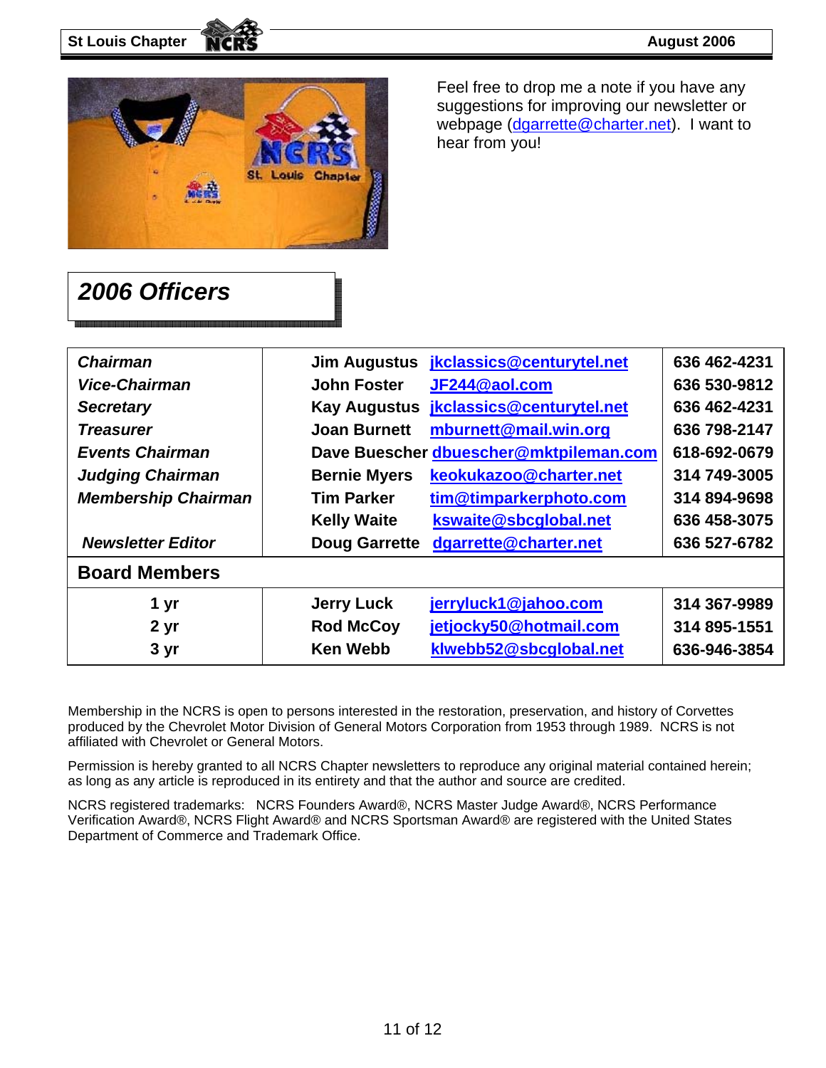Feel free to drop me a note if you have any suggestions for improving our newsletter or webpage (dgarrette@charter.net). I want to hear from you!

## *2006 Officers*

| | | | |
|---|---|---|---|
| ***Chairman*** | **Jim Augustus** | **jkclassics@centurytel.net** | **636 462-4231** |
| ***Vice-Chairman*** | **John Foster** | **JF244@aol.com** | **636 530-9812** |
| ***Secretary*** | **Kay Augustus** | **jkclassics@centurytel.net** | **636 462-4231** |
| ***Treasurer*** | **Joan Burnett** | **mburnett@mail.win.org** | **636 798-2147** |
| ***Events Chairman*** | **Dave Buescher** | **dbuescher@mktpileman.com** | **618-692-0679** |
| ***Judging Chairman*** | **Bernie Myers** | **keokukazoo@charter.net** | **314 749-3005** |
| ***Membership Chairman*** | **Tim Parker** | **tim@timparkerphoto.com** | **314 894-9698** |
| | **Kelly Waite** | **kswaite@sbcglobal.net** | **636 458-3075** |
| ***Newsletter Editor*** | **Doug Garrette** | **dgarrette@charter.net** | **636 527-6782** |
| **Board Members** | | | |
| **1 yr** | **Jerry Luck** | **jerryluck1@jahoo.com** | **314 367-9989** |
| **2 yr** | **Rod McCoy** | **jetjocky50@hotmail.com** | **314 895-1551** |
| **3 yr** | **Ken Webb** | **klwebb52@sbcglobal.net** | **636-946-3854** |

Membership in the NCRS is open to persons interested in the restoration, preservation, and history of Corvettes produced by the Chevrolet Motor Division of General Motors Corporation from 1953 through 1989. NCRS is not affiliated with Chevrolet or General Motors.

Permission is hereby granted to all NCRS Chapter newsletters to reproduce any original material contained herein; as long as any article is reproduced in its entirety and that the author and source are credited.

NCRS registered trademarks: NCRS Founders Award®, NCRS Master Judge Award®, NCRS Performance Verification Award®, NCRS Flight Award® and NCRS Sportsman Award® are registered with the United States Department of Commerce and Trademark Office.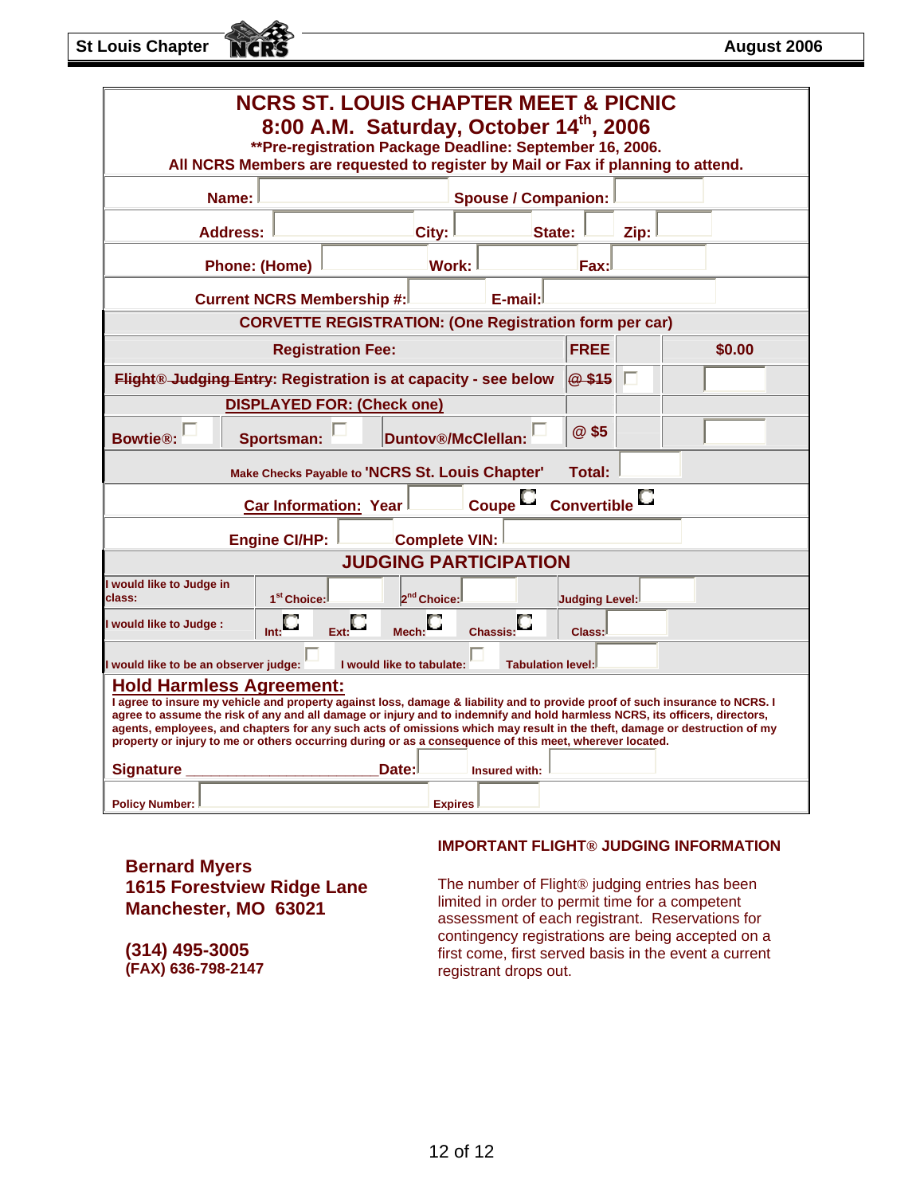# NCRS ST. LOUIS CHAPTER MEET & PICNIC

## 8:00 A.M. Saturday, October 14th, 2006

**\*\*Pre-registration Package Deadline: September 16, 2006.**

**All NCRS Members are requested to register by Mail or Fax if planning to attend.**

**Name:** ________ **Spouse / Companion:** ________

**Address:** ________ **City:** ________ **State:** ____ **Zip:** ____

**Phone: (Home)** ________ **Work:** ________ **Fax:** ________

**Current NCRS Membership #:** ________ **E-mail:** ________

**CORVETTE REGISTRATION: (One Registration form per car)**

| | | | |
|---|---|---|---|
| **Registration Fee:** | **FREE** | | **$0.00** |
| **~~Flight® Judging Entry~~: Registration is at capacity - see below** | **~~@ $15~~** | ☐ | |
| **DISPLAYED FOR: (Check one)** | | | |
| **Bowtie®:** ☐ **Sportsman:** ☐ **Duntov®/McClellan:** ☐ | **@ $5** | | |

Make Checks Payable to **'NCRS St. Louis Chapter'** **Total:** ________

**Car Information: Year** ____ **Coupe** ○ **Convertible** ○

**Engine CI/HP:** ____ **Complete VIN:** ________

## JUDGING PARTICIPATION

**I would like to Judge in class:** **1st Choice:** ____ **2nd Choice:** ____ **Judging Level:** ____

**I would like to Judge :** **Int:** ○ **Ext:** ○ **Mech:** ○ **Chassis:** ○ **Class:** ____

**I would like to be an observer judge:** ☐ **I would like to tabulate:** ☐ **Tabulation level:** ____

### Hold Harmless Agreement:

**I agree to insure my vehicle and property against loss, damage & liability and to provide proof of such insurance to NCRS. I agree to assume the risk of any and all damage or injury and to indemnify and hold harmless NCRS, its officers, directors, agents, employees, and chapters for any such acts of omissions which may result in the theft, damage or destruction of my property or injury to me or others occurring during or as a consequence of this meet, wherever located.**

**Signature** ______________________ **Date:** ____ **Insured with:** ________

**Policy Number:** ________ **Expires** ____

**Bernard Myers**
**1615 Forestview Ridge Lane**
**Manchester, MO 63021**

**(314) 495-3005**
**(FAX) 636-798-2147**

**IMPORTANT FLIGHT® JUDGING INFORMATION**

The number of Flight® judging entries has been limited in order to permit time for a competent assessment of each registrant. Reservations for contingency registrations are being accepted on a first come, first served basis in the event a current registrant drops out.